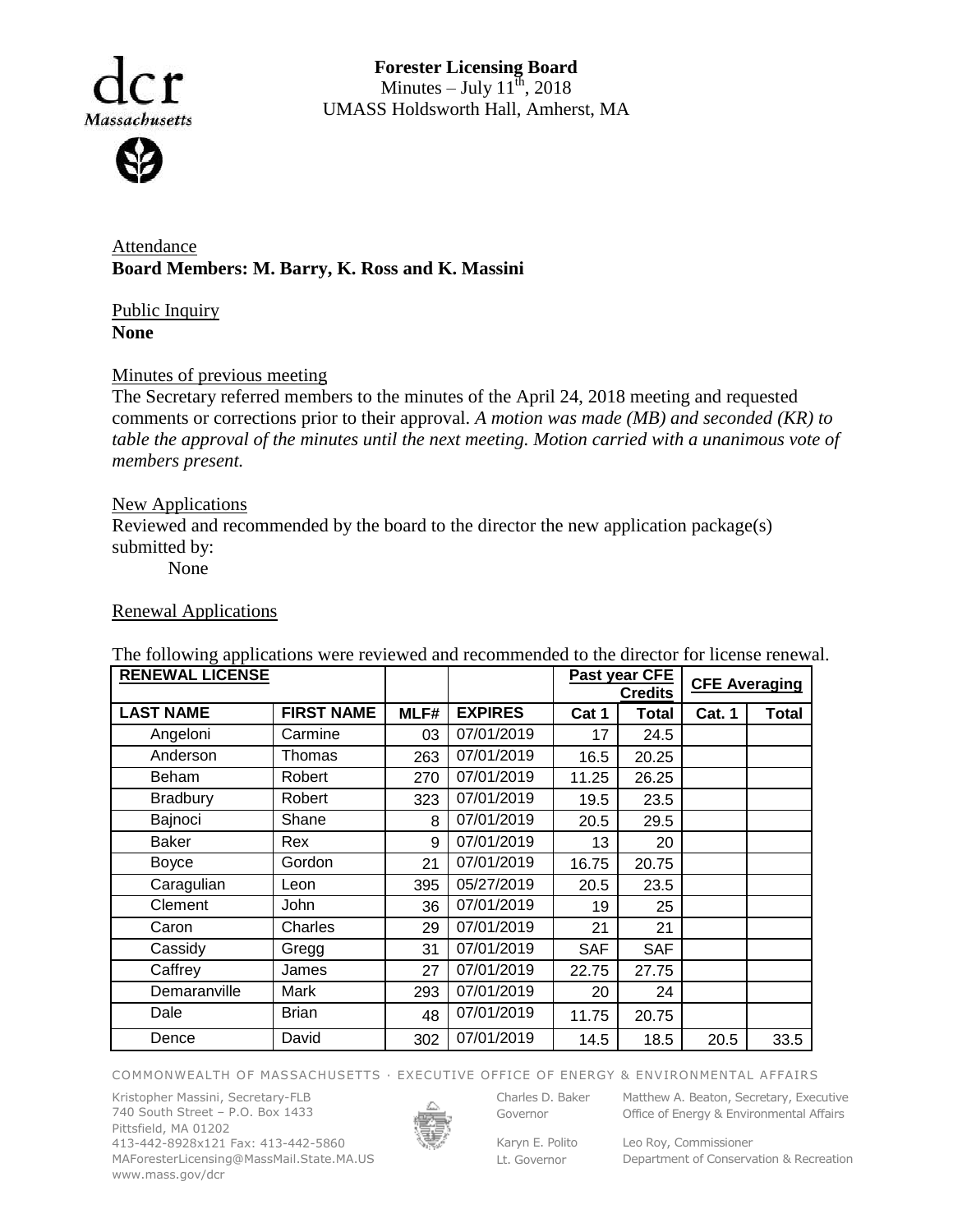**Forester Licensing Board**
Minutes – July 11th, 2018
UMASS Holdsworth Hall, Amherst, MA

Attendance
**Board Members: M. Barry, K. Ross and K. Massini**

Public Inquiry
**None**

Minutes of previous meeting
The Secretary referred members to the minutes of the April 24, 2018 meeting and requested comments or corrections prior to their approval. *A motion was made (MB) and seconded (KR) to table the approval of the minutes until the next meeting. Motion carried with a unanimous vote of members present.*

New Applications
Reviewed and recommended by the board to the director the new application package(s) submitted by:

None

Renewal Applications

The following applications were reviewed and recommended to the director for license renewal.

| RENEWAL LICENSE | | | | Past year CFE Credits | | CFE Averaging | |
|---|---|---|---|---|---|---|---|
| LAST NAME | FIRST NAME | MLF# | EXPIRES | Cat 1 | Total | Cat. 1 | Total |
| Angeloni | Carmine | 03 | 07/01/2019 | 17 | 24.5 | | |
| Anderson | Thomas | 263 | 07/01/2019 | 16.5 | 20.25 | | |
| Beham | Robert | 270 | 07/01/2019 | 11.25 | 26.25 | | |
| Bradbury | Robert | 323 | 07/01/2019 | 19.5 | 23.5 | | |
| Bajnoci | Shane | 8 | 07/01/2019 | 20.5 | 29.5 | | |
| Baker | Rex | 9 | 07/01/2019 | 13 | 20 | | |
| Boyce | Gordon | 21 | 07/01/2019 | 16.75 | 20.75 | | |
| Caragulian | Leon | 395 | 05/27/2019 | 20.5 | 23.5 | | |
| Clement | John | 36 | 07/01/2019 | 19 | 25 | | |
| Caron | Charles | 29 | 07/01/2019 | 21 | 21 | | |
| Cassidy | Gregg | 31 | 07/01/2019 | SAF | SAF | | |
| Caffrey | James | 27 | 07/01/2019 | 22.75 | 27.75 | | |
| Demaranville | Mark | 293 | 07/01/2019 | 20 | 24 | | |
| Dale | Brian | 48 | 07/01/2019 | 11.75 | 20.75 | | |
| Dence | David | 302 | 07/01/2019 | 14.5 | 18.5 | 20.5 | 33.5 |

COMMONWEALTH OF MASSACHUSETTS · EXECUTIVE OFFICE OF ENERGY & ENVIRONMENTAL AFFAIRS

Kristopher Massini, Secretary-FLB
740 South Street – P.O. Box 1433
Pittsfield, MA 01202
413-442-8928x121 Fax: 413-442-5860
MAForesterLicensing@MassMail.State.MA.US
www.mass.gov/dcr

Charles D. Baker
Governor

Karyn E. Polito
Lt. Governor

Matthew A. Beaton, Secretary, Executive Office of Energy & Environmental Affairs

Leo Roy, Commissioner
Department of Conservation & Recreation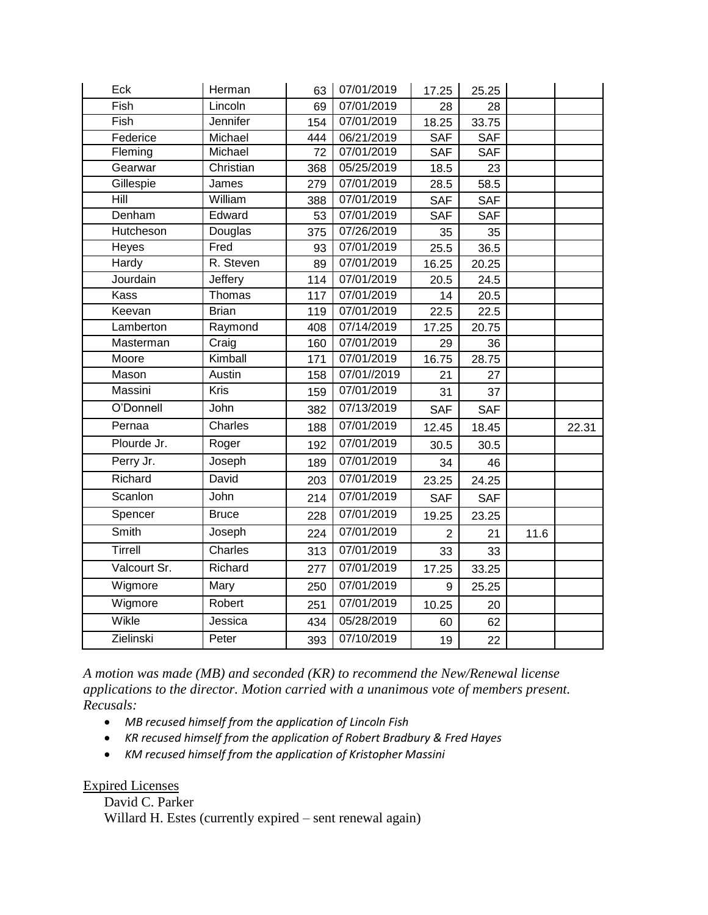| | | | | | | | |
|---|---|---|---|---|---|---|---|
| Eck | Herman | 63 | 07/01/2019 | 17.25 | 25.25 | | |
| Fish | Lincoln | 69 | 07/01/2019 | 28 | 28 | | |
| Fish | Jennifer | 154 | 07/01/2019 | 18.25 | 33.75 | | |
| Federice | Michael | 444 | 06/21/2019 | SAF | SAF | | |
| Fleming | Michael | 72 | 07/01/2019 | SAF | SAF | | |
| Gearwar | Christian | 368 | 05/25/2019 | 18.5 | 23 | | |
| Gillespie | James | 279 | 07/01/2019 | 28.5 | 58.5 | | |
| Hill | William | 388 | 07/01/2019 | SAF | SAF | | |
| Denham | Edward | 53 | 07/01/2019 | SAF | SAF | | |
| Hutcheson | Douglas | 375 | 07/26/2019 | 35 | 35 | | |
| Heyes | Fred | 93 | 07/01/2019 | 25.5 | 36.5 | | |
| Hardy | R. Steven | 89 | 07/01/2019 | 16.25 | 20.25 | | |
| Jourdain | Jeffery | 114 | 07/01/2019 | 20.5 | 24.5 | | |
| Kass | Thomas | 117 | 07/01/2019 | 14 | 20.5 | | |
| Keevan | Brian | 119 | 07/01/2019 | 22.5 | 22.5 | | |
| Lamberton | Raymond | 408 | 07/14/2019 | 17.25 | 20.75 | | |
| Masterman | Craig | 160 | 07/01/2019 | 29 | 36 | | |
| Moore | Kimball | 171 | 07/01/2019 | 16.75 | 28.75 | | |
| Mason | Austin | 158 | 07/01//2019 | 21 | 27 | | |
| Massini | Kris | 159 | 07/01/2019 | 31 | 37 | | |
| O'Donnell | John | 382 | 07/13/2019 | SAF | SAF | | |
| Pernaa | Charles | 188 | 07/01/2019 | 12.45 | 18.45 | | 22.31 |
| Plourde Jr. | Roger | 192 | 07/01/2019 | 30.5 | 30.5 | | |
| Perry Jr. | Joseph | 189 | 07/01/2019 | 34 | 46 | | |
| Richard | David | 203 | 07/01/2019 | 23.25 | 24.25 | | |
| Scanlon | John | 214 | 07/01/2019 | SAF | SAF | | |
| Spencer | Bruce | 228 | 07/01/2019 | 19.25 | 23.25 | | |
| Smith | Joseph | 224 | 07/01/2019 | 2 | 21 | 11.6 | |
| Tirrell | Charles | 313 | 07/01/2019 | 33 | 33 | | |
| Valcourt Sr. | Richard | 277 | 07/01/2019 | 17.25 | 33.25 | | |
| Wigmore | Mary | 250 | 07/01/2019 | 9 | 25.25 | | |
| Wigmore | Robert | 251 | 07/01/2019 | 10.25 | 20 | | |
| Wikle | Jessica | 434 | 05/28/2019 | 60 | 62 | | |
| Zielinski | Peter | 393 | 07/10/2019 | 19 | 22 | | |

*A motion was made (MB) and seconded (KR) to recommend the New/Renewal license applications to the director. Motion carried with a unanimous vote of members present. Recusals:*

- *MB recused himself from the application of Lincoln Fish*
- *KR recused himself from the application of Robert Bradbury & Fred Hayes*
- *KM recused himself from the application of Kristopher Massini*

Expired Licenses

David C. Parker
Willard H. Estes (currently expired – sent renewal again)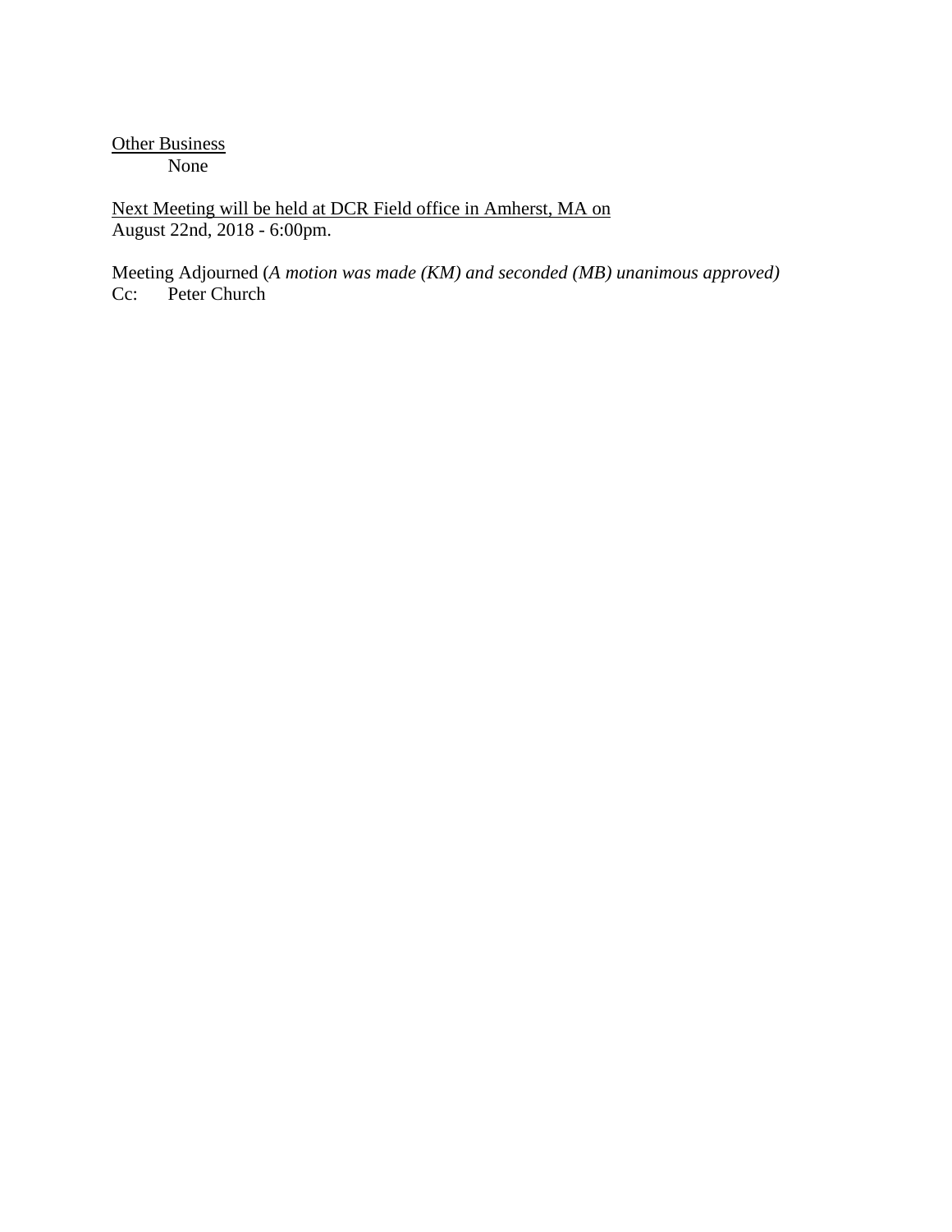<u>Other Business</u>

None

<u>Next Meeting will be held at DCR Field office in Amherst, MA on</u>
August 22nd, 2018 - 6:00pm.

Meeting Adjourned (*A motion was made (KM) and seconded (MB) unanimous approved)*
Cc: Peter Church